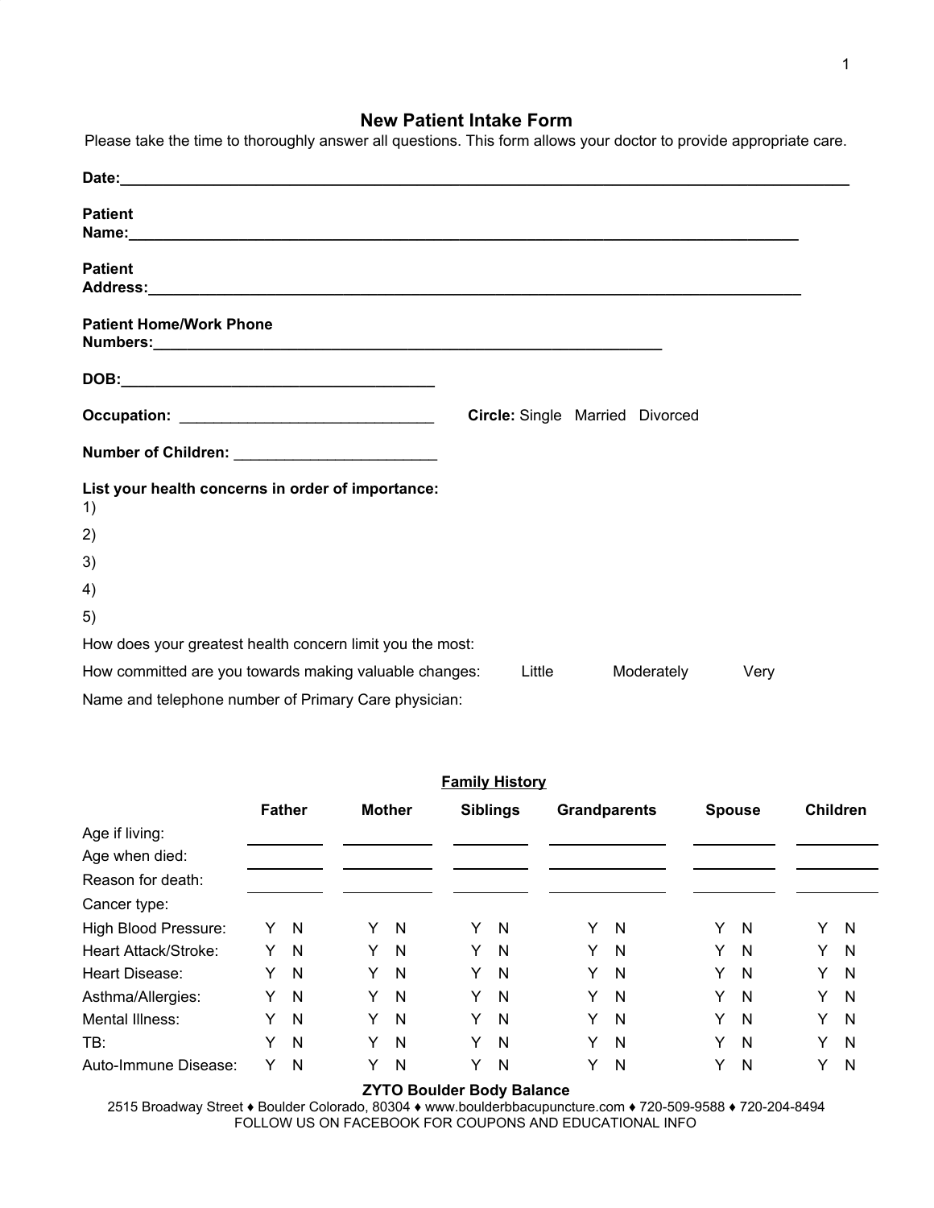# New Patient Intake Form

Please take the time to thoroughly answer all questions. This form allows your doctor to provide appropriate care.

**Date:**_______________________________________________________________________________________

**Patient Name:**________________________________________________________________________________

**Patient Address:**______________________________________________________________________________

**Patient Home/Work Phone Numbers:**_______________________________________________________________

**DOB:**_______________________________________

**Occupation:** ______________________________ **Circle:** Single Married Divorced

**Number of Children:** ________________________

**List your health concerns in order of importance:**

1)

2)

3)

4)

5)

How does your greatest health concern limit you the most:

How committed are you towards making valuable changes: Little Moderately Very

Name and telephone number of Primary Care physician:

## Family History

| | Father | Mother | Siblings | Grandparents | Spouse | Children |
|---|---|---|---|---|---|---|
| Age if living: | ______ | ______ | ______ | ______ | ______ | ______ |
| Age when died: | ______ | ______ | ______ | ______ | ______ | ______ |
| Reason for death: | ______ | ______ | ______ | ______ | ______ | ______ |
| Cancer type: | | | | | | |
| High Blood Pressure: | Y N | Y N | Y N | Y N | Y N | Y N |
| Heart Attack/Stroke: | Y N | Y N | Y N | Y N | Y N | Y N |
| Heart Disease: | Y N | Y N | Y N | Y N | Y N | Y N |
| Asthma/Allergies: | Y N | Y N | Y N | Y N | Y N | Y N |
| Mental Illness: | Y N | Y N | Y N | Y N | Y N | Y N |
| TB: | Y N | Y N | Y N | Y N | Y N | Y N |
| Auto-Immune Disease: | Y N | Y N | Y N | Y N | Y N | Y N |

**ZYTO Boulder Body Balance**

2515 Broadway Street ♦ Boulder Colorado, 80304 ♦ www.boulderbbacupuncture.com ♦ 720-509-9588 ♦ 720-204-8494

FOLLOW US ON FACEBOOK FOR COUPONS AND EDUCATIONAL INFO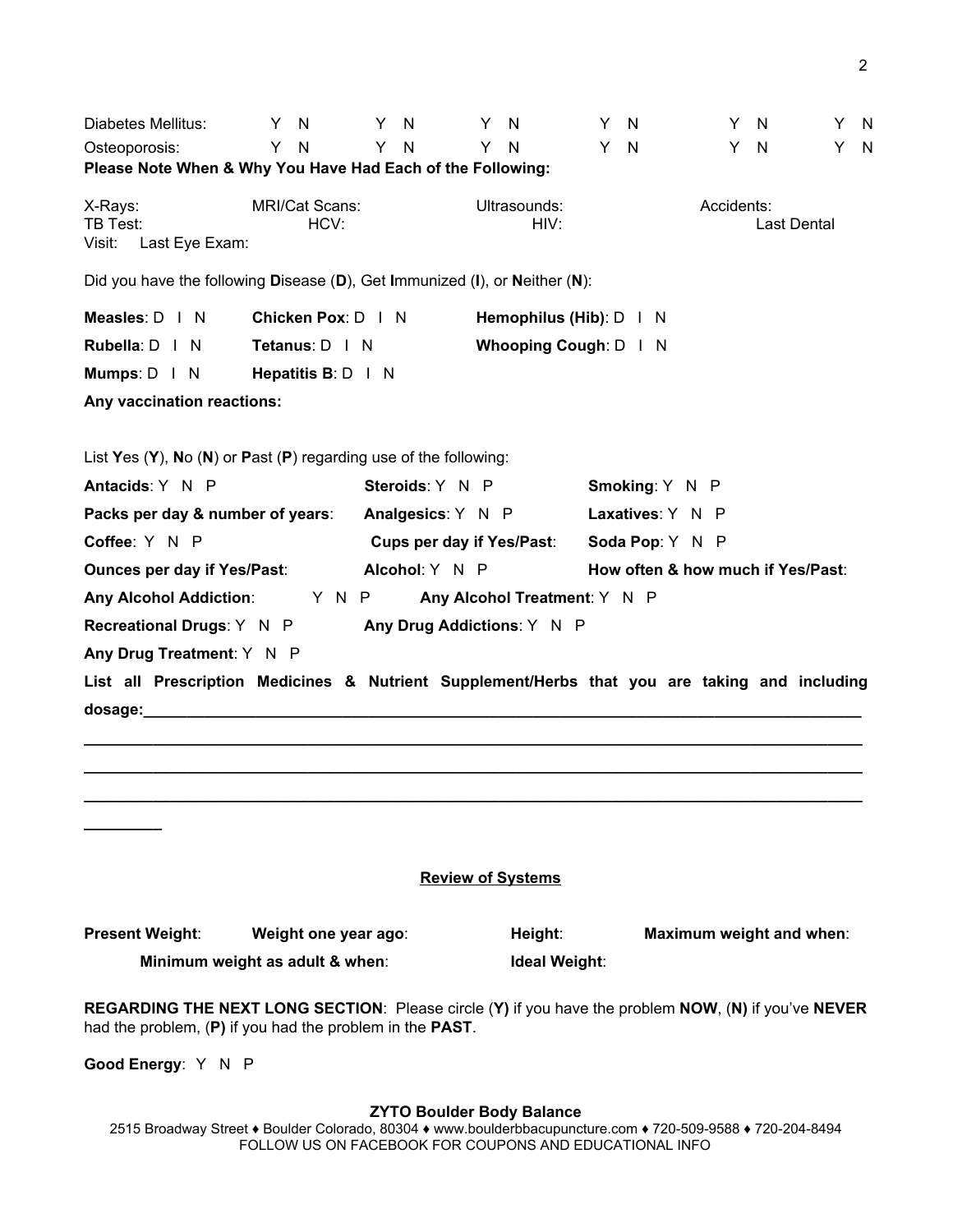| | | | | | | |
|---|---|---|---|---|---|---|
| Diabetes Mellitus: | Y N | Y N | Y N | Y N | Y N | Y N |
| Osteoporosis: | Y N | Y N | Y N | Y N | Y N | Y N |

**Please Note When & Why You Have Had Each of the Following:**

X-Rays: MRI/Cat Scans: Ultrasounds: Accidents:
TB Test: HCV: HIV: Last Dental Visit: Last Eye Exam:

Did you have the following **D**isease (**D**), Get **I**mmunized (**I**), or **N**either (**N**):

**Measles**: D I N **Chicken Pox**: D I N **Hemophilus (Hib)**: D I N

**Rubella**: D I N **Tetanus**: D I N **Whooping Cough**: D I N

**Mumps**: D I N **Hepatitis B**: D I N

**Any vaccination reactions:**

List **Y**es (**Y**), **N**o (**N**) or **P**ast (**P**) regarding use of the following:

**Antacids**: Y N P **Steroids**: Y N P **Smoking**: Y N P

**Packs per day & number of years**: **Analgesics**: Y N P **Laxatives**: Y N P

**Coffee**: Y N P **Cups per day if Yes/Past**: **Soda Pop**: Y N P

**Ounces per day if Yes/Past**: **Alcohol**: Y N P **How often & how much if Yes/Past**:

**Any Alcohol Addiction**: Y N P **Any Alcohol Treatment**: Y N P

**Recreational Drugs**: Y N P **Any Drug Addictions**: Y N P

**Any Drug Treatment**: Y N P

**List all Prescription Medicines & Nutrient Supplement/Herbs that you are taking and including dosage:**______________________________________________________________________________
______________________________________________________________________________
______________________________________________________________________________
______________________________________________________________________________
_________

## Review of Systems

**Present Weight**: **Weight one year ago**: **Height**: **Maximum weight and when**:

**Minimum weight as adult & when**: **Ideal Weight**:

**REGARDING THE NEXT LONG SECTION**: Please circle (**Y)** if you have the problem **NOW**, (**N)** if you've **NEVER** had the problem, (**P)** if you had the problem in the **PAST**.

**Good Energy**: Y N P

**ZYTO Boulder Body Balance**
2515 Broadway Street ♦ Boulder Colorado, 80304 ♦ www.boulderbbacupuncture.com ♦ 720-509-9588 ♦ 720-204-8494
FOLLOW US ON FACEBOOK FOR COUPONS AND EDUCATIONAL INFO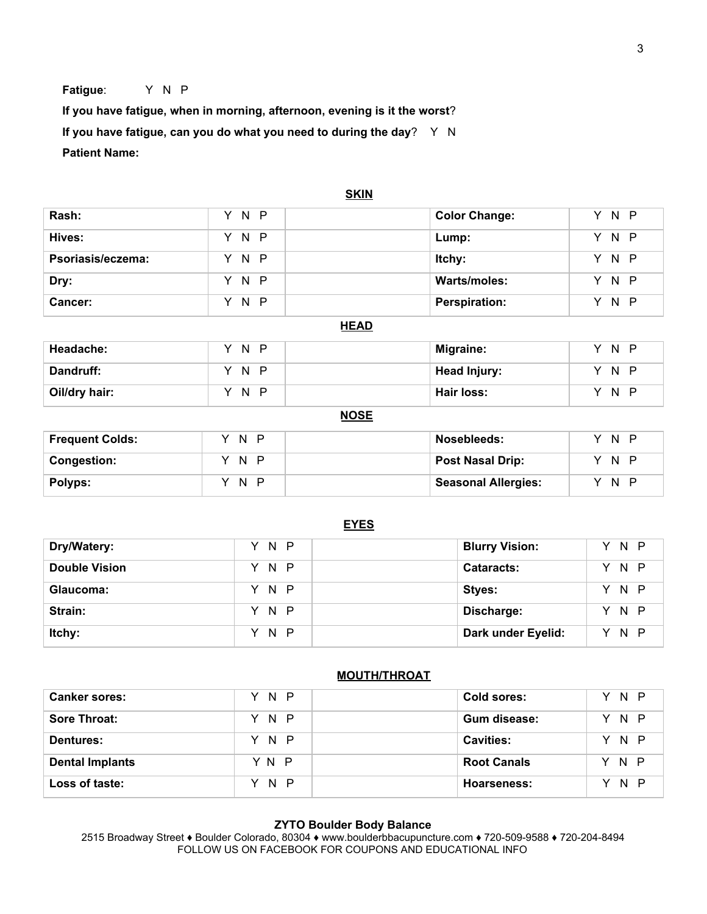**Fatigue**: Y N P

**If you have fatigue, when in morning, afternoon, evening is it the worst**?

**If you have fatigue, can you do what you need to during the day**? Y N

**Patient Name:**

## SKIN

| | | | | |
|---|---|---|---|---|
| **Rash:** | Y N P | | **Color Change:** | Y N P |
| **Hives:** | Y N P | | **Lump:** | Y N P |
| **Psoriasis/eczema:** | Y N P | | **Itchy:** | Y N P |
| **Dry:** | Y N P | | **Warts/moles:** | Y N P |
| **Cancer:** | Y N P | | **Perspiration:** | Y N P |

## HEAD

| | | | | |
|---|---|---|---|---|
| **Headache:** | Y N P | | **Migraine:** | Y N P |
| **Dandruff:** | Y N P | | **Head Injury:** | Y N P |
| **Oil/dry hair:** | Y N P | | **Hair loss:** | Y N P |

## NOSE

| | | | | |
|---|---|---|---|---|
| **Frequent Colds:** | Y N P | | **Nosebleeds:** | Y N P |
| **Congestion:** | Y N P | | **Post Nasal Drip:** | Y N P |
| **Polyps:** | Y N P | | **Seasonal Allergies:** | Y N P |

## EYES

| | | | | |
|---|---|---|---|---|
| **Dry/Watery:** | Y N P | | **Blurry Vision:** | Y N P |
| **Double Vision** | Y N P | | **Cataracts:** | Y N P |
| **Glaucoma:** | Y N P | | **Styes:** | Y N P |
| **Strain:** | Y N P | | **Discharge:** | Y N P |
| **Itchy:** | Y N P | | **Dark under Eyelid:** | Y N P |

## MOUTH/THROAT

| | | | | |
|---|---|---|---|---|
| **Canker sores:** | Y N P | | **Cold sores:** | Y N P |
| **Sore Throat:** | Y N P | | **Gum disease:** | Y N P |
| **Dentures:** | Y N P | | **Cavities:** | Y N P |
| **Dental Implants** | Y N P | | **Root Canals** | Y N P |
| **Loss of taste:** | Y N P | | **Hoarseness:** | Y N P |

**ZYTO Boulder Body Balance**
2515 Broadway Street ♦ Boulder Colorado, 80304 ♦ www.boulderbbacupuncture.com ♦ 720-509-9588 ♦ 720-204-8494
FOLLOW US ON FACEBOOK FOR COUPONS AND EDUCATIONAL INFO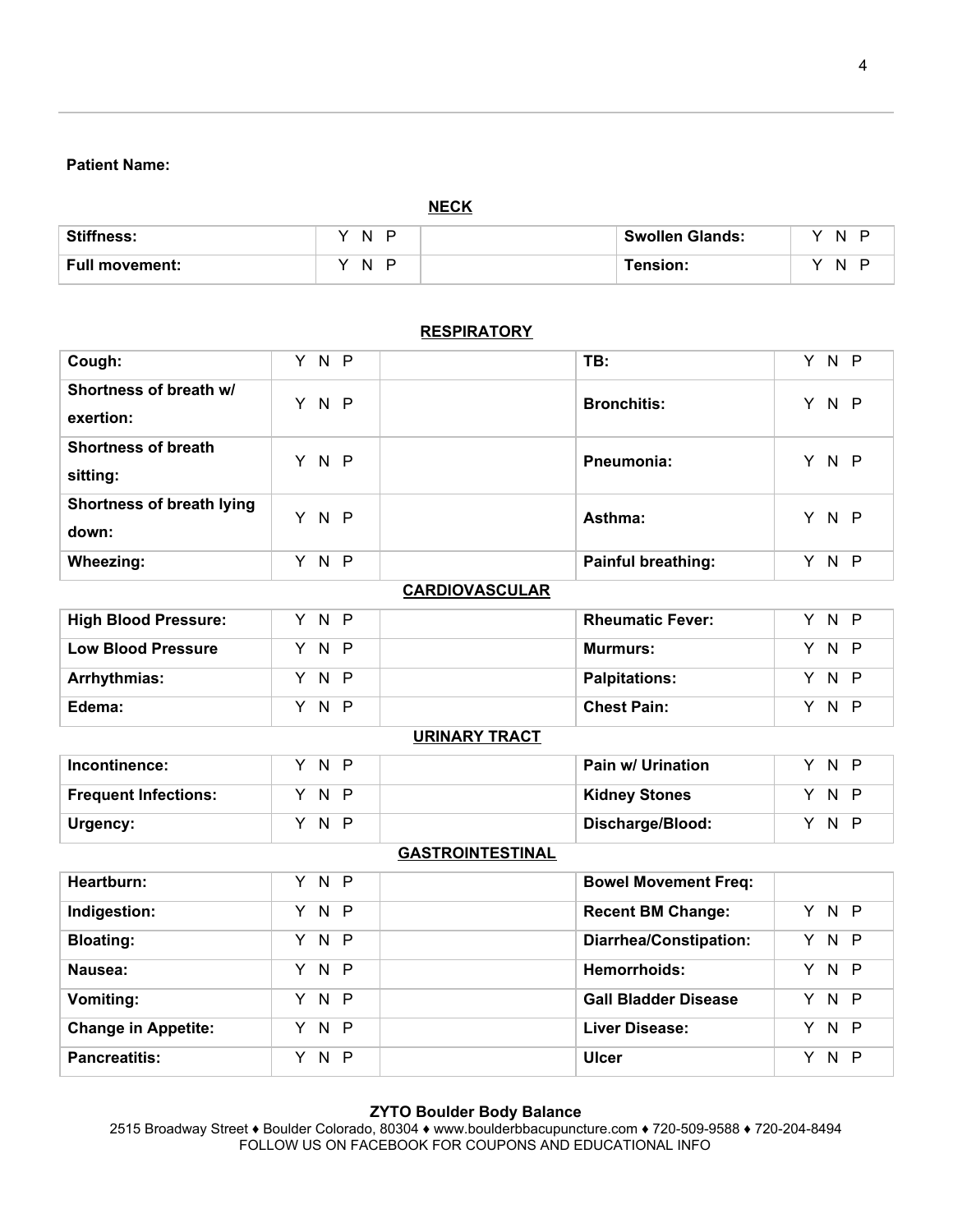**Patient Name:**

**NECK**

| | | | | |
|---|---|---|---|---|
| **Stiffness:** | Y N P | | **Swollen Glands:** | Y N P |
| **Full movement:** | Y N P | | **Tension:** | Y N P |

**RESPIRATORY**

| | | | | |
|---|---|---|---|---|
| **Cough:** | Y N P | | **TB:** | Y N P |
| **Shortness of breath w/ exertion:** | Y N P | | **Bronchitis:** | Y N P |
| **Shortness of breath sitting:** | Y N P | | **Pneumonia:** | Y N P |
| **Shortness of breath lying down:** | Y N P | | **Asthma:** | Y N P |
| **Wheezing:** | Y N P | | **Painful breathing:** | Y N P |

**CARDIOVASCULAR**

| | | | | |
|---|---|---|---|---|
| **High Blood Pressure:** | Y N P | | **Rheumatic Fever:** | Y N P |
| **Low Blood Pressure** | Y N P | | **Murmurs:** | Y N P |
| **Arrhythmias:** | Y N P | | **Palpitations:** | Y N P |
| **Edema:** | Y N P | | **Chest Pain:** | Y N P |

**URINARY TRACT**

| | | | | |
|---|---|---|---|---|
| **Incontinence:** | Y N P | | **Pain w/ Urination** | Y N P |
| **Frequent Infections:** | Y N P | | **Kidney Stones** | Y N P |
| **Urgency:** | Y N P | | **Discharge/Blood:** | Y N P |

**GASTROINTESTINAL**

| | | | | |
|---|---|---|---|---|
| **Heartburn:** | Y N P | | **Bowel Movement Freq:** | |
| **Indigestion:** | Y N P | | **Recent BM Change:** | Y N P |
| **Bloating:** | Y N P | | **Diarrhea/Constipation:** | Y N P |
| **Nausea:** | Y N P | | **Hemorrhoids:** | Y N P |
| **Vomiting:** | Y N P | | **Gall Bladder Disease** | Y N P |
| **Change in Appetite:** | Y N P | | **Liver Disease:** | Y N P |
| **Pancreatitis:** | Y N P | | **Ulcer** | Y N P |

**ZYTO Boulder Body Balance**
2515 Broadway Street ♦ Boulder Colorado, 80304 ♦ www.boulderbbacupuncture.com ♦ 720-509-9588 ♦ 720-204-8494
FOLLOW US ON FACEBOOK FOR COUPONS AND EDUCATIONAL INFO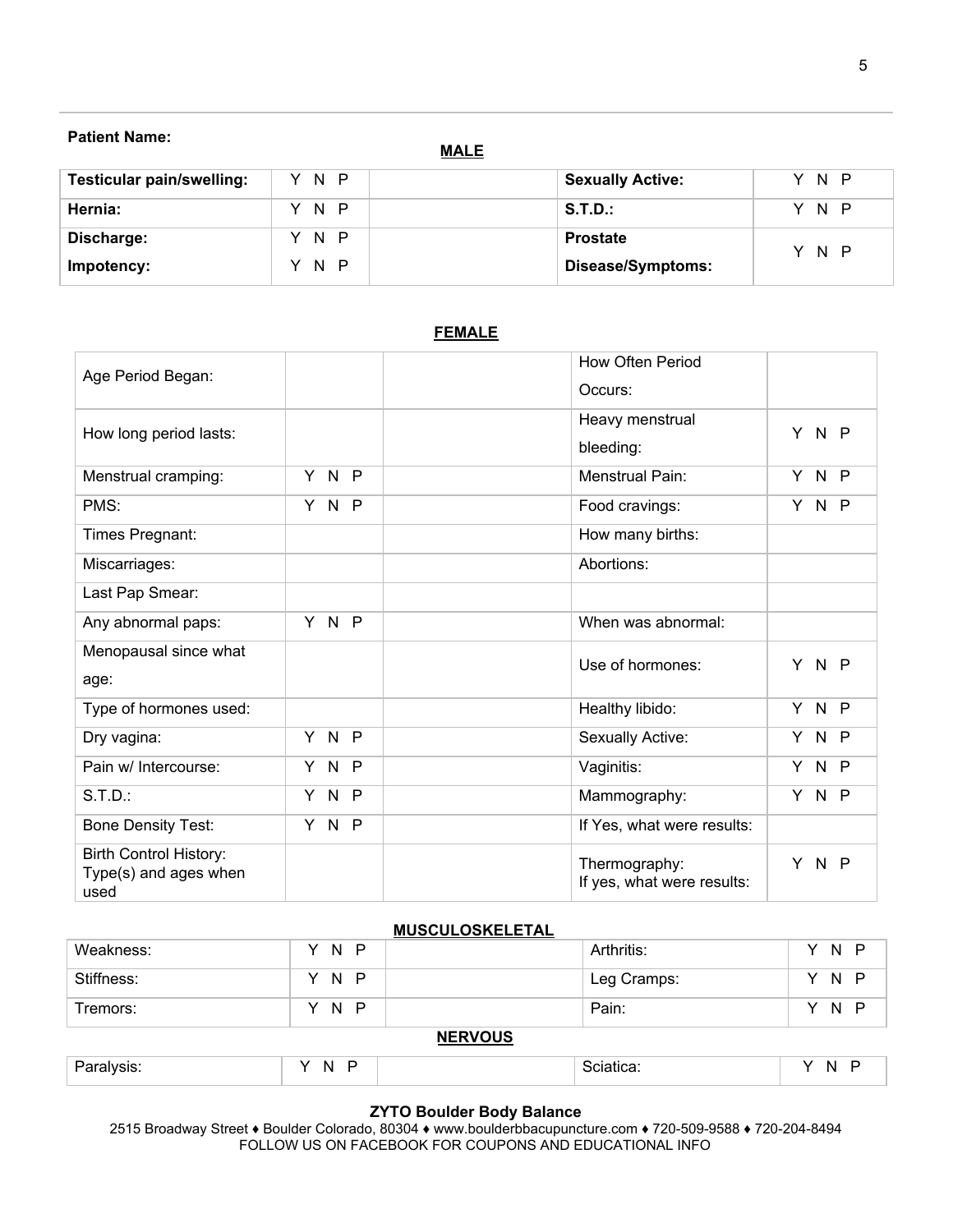**Patient Name:**

**MALE**

| **Testicular pain/swelling:** | Y N P | | **Sexually Active:** | Y N P |
|---|---|---|---|---|
| **Hernia:** | Y N P | | **S.T.D.:** | Y N P |
| **Discharge:** | Y N P | | **Prostate Disease/Symptoms:** | Y N P |
| **Impotency:** | Y N P | | | |

**FEMALE**

| Age Period Began: | | | How Often Period Occurs: | |
|---|---|---|---|---|
| How long period lasts: | | | Heavy menstrual bleeding: | Y N P |
| Menstrual cramping: | Y N P | | Menstrual Pain: | Y N P |
| PMS: | Y N P | | Food cravings: | Y N P |
| Times Pregnant: | | | How many births: | |
| Miscarriages: | | | Abortions: | |
| Last Pap Smear: | | | | |
| Any abnormal paps: | Y N P | | When was abnormal: | |
| Menopausal since what age: | | | Use of hormones: | Y N P |
| Type of hormones used: | | | Healthy libido: | Y N P |
| Dry vagina: | Y N P | | Sexually Active: | Y N P |
| Pain w/ Intercourse: | Y N P | | Vaginitis: | Y N P |
| S.T.D.: | Y N P | | Mammography: | Y N P |
| Bone Density Test: | Y N P | | If Yes, what were results: | |
| Birth Control History: Type(s) and ages when used | | | Thermography: If yes, what were results: | Y N P |

**MUSCULOSKELETAL**

| Weakness: | Y N P | | Arthritis: | Y N P |
|---|---|---|---|---|
| Stiffness: | Y N P | | Leg Cramps: | Y N P |
| Tremors: | Y N P | | Pain: | Y N P |

**NERVOUS**

| Paralysis: | Y N P | | Sciatica: | Y N P |
|---|---|---|---|---|

**ZYTO Boulder Body Balance**
2515 Broadway Street ♦ Boulder Colorado, 80304 ♦ www.boulderbbacupuncture.com ♦ 720-509-9588 ♦ 720-204-8494
FOLLOW US ON FACEBOOK FOR COUPONS AND EDUCATIONAL INFO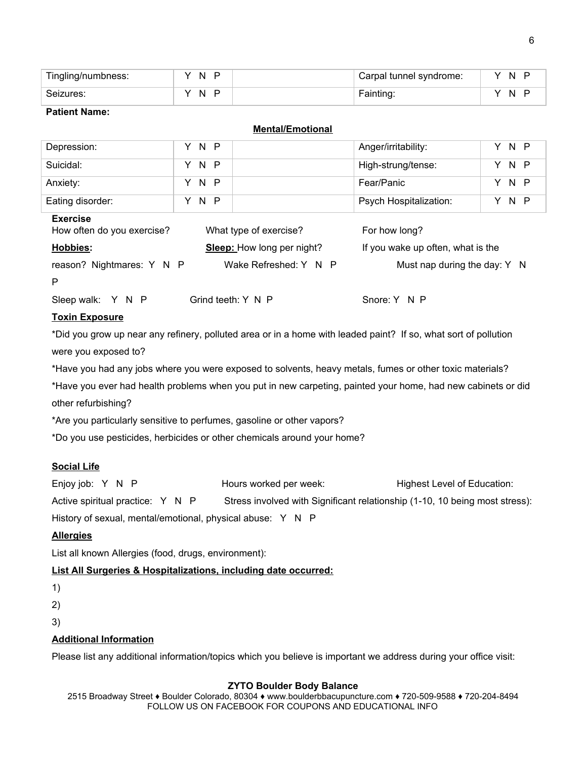| | | | | |
|---|---|---|---|---|
| Tingling/numbness: | Y N P | | Carpal tunnel syndrome: | Y N P |
| Seizures: | Y N P | | Fainting: | Y N P |

**Patient Name:**

**Mental/Emotional**

| | | | | |
|---|---|---|---|---|
| Depression: | Y N P | | Anger/irritability: | Y N P |
| Suicidal: | Y N P | | High-strung/tense: | Y N P |
| Anxiety: | Y N P | | Fear/Panic | Y N P |
| Eating disorder: | Y N P | | Psych Hospitalization: | Y N P |

**Exercise**

How often do you exercise? What type of exercise? For how long?

**Hobbies:** **Sleep:** How long per night? If you wake up often, what is the reason? Nightmares: Y N P Wake Refreshed: Y N P Must nap during the day: Y N P

Sleep walk: Y N P Grind teeth: Y N P Snore: Y N P

**Toxin Exposure**

*Did you grow up near any refinery, polluted area or in a home with leaded paint? If so, what sort of pollution were you exposed to?

*Have you had any jobs where you were exposed to solvents, heavy metals, fumes or other toxic materials?

*Have you ever had health problems when you put in new carpeting, painted your home, had new cabinets or did other refurbishing?

*Are you particularly sensitive to perfumes, gasoline or other vapors?

*Do you use pesticides, herbicides or other chemicals around your home?

**Social Life**

Enjoy job: Y N P Hours worked per week: Highest Level of Education:

Active spiritual practice: Y N P Stress involved with Significant relationship (1-10, 10 being most stress):

History of sexual, mental/emotional, physical abuse: Y N P

**Allergies**

List all known Allergies (food, drugs, environment):

**List All Surgeries & Hospitalizations, including date occurred:**

1)

2)

3)

**Additional Information**

Please list any additional information/topics which you believe is important we address during your office visit:

**ZYTO Boulder Body Balance**
2515 Broadway Street ♦ Boulder Colorado, 80304 ♦ www.boulderbbacupuncture.com ♦ 720-509-9588 ♦ 720-204-8494
FOLLOW US ON FACEBOOK FOR COUPONS AND EDUCATIONAL INFO